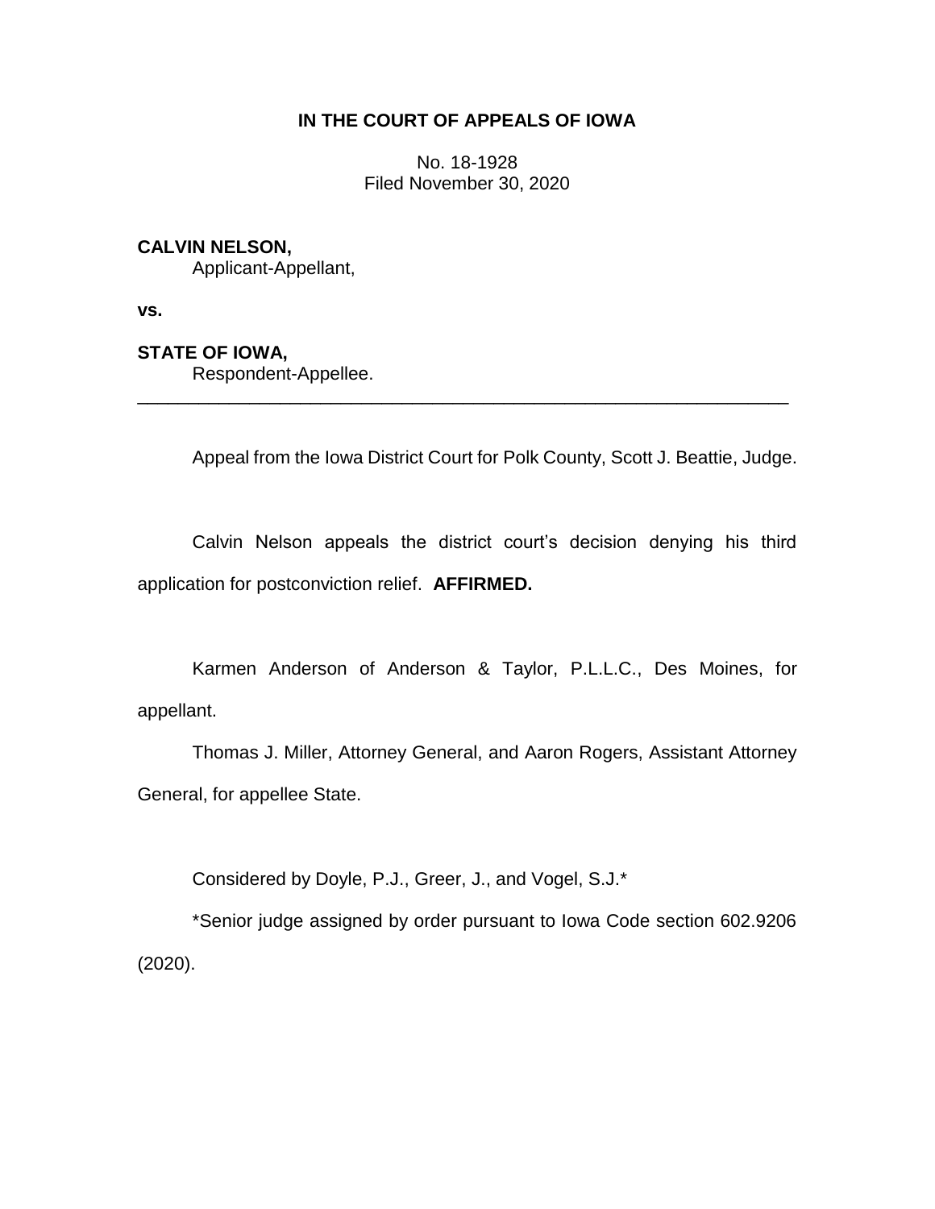**IN THE COURT OF APPEALS OF IOWA**

No. 18-1928
Filed November 30, 2020

**CALVIN NELSON,**
Applicant-Appellant,

**vs.**

**STATE OF IOWA,**
Respondent-Appellee.

---

Appeal from the Iowa District Court for Polk County, Scott J. Beattie, Judge.

Calvin Nelson appeals the district court's decision denying his third application for postconviction relief. **AFFIRMED.**

Karmen Anderson of Anderson & Taylor, P.L.L.C., Des Moines, for appellant.

Thomas J. Miller, Attorney General, and Aaron Rogers, Assistant Attorney General, for appellee State.

Considered by Doyle, P.J., Greer, J., and Vogel, S.J.*

*Senior judge assigned by order pursuant to Iowa Code section 602.9206 (2020).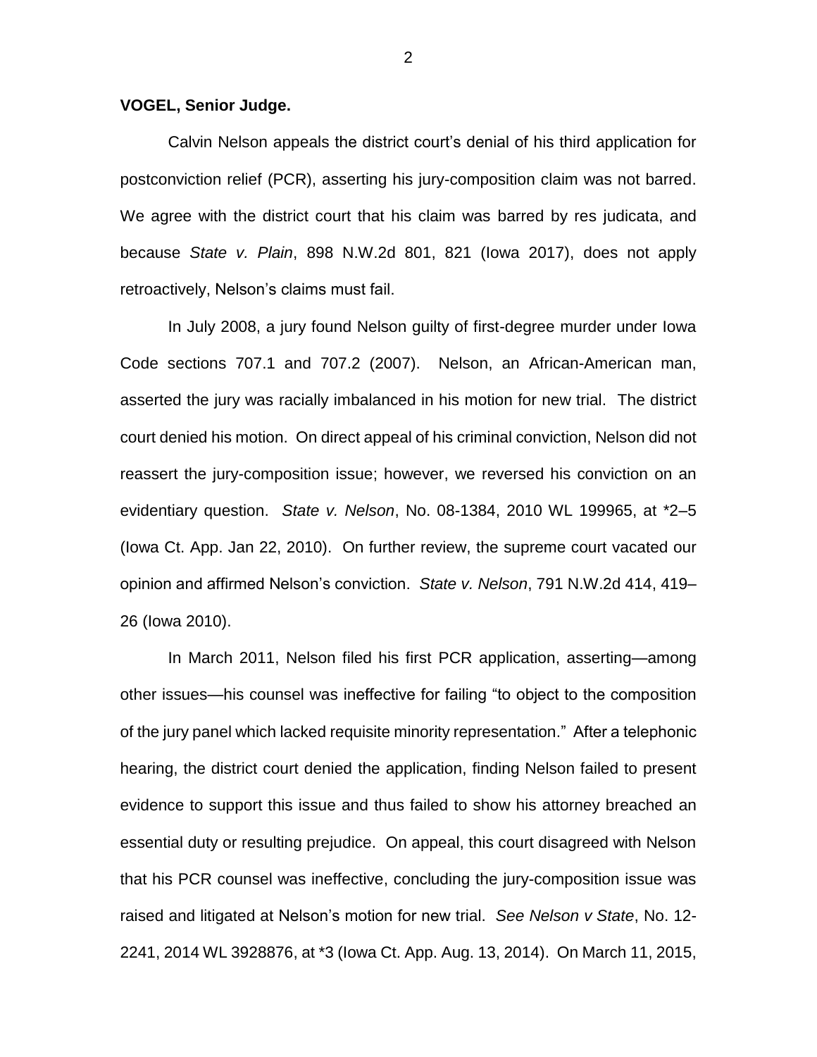**VOGEL, Senior Judge.**

Calvin Nelson appeals the district court's denial of his third application for postconviction relief (PCR), asserting his jury-composition claim was not barred. We agree with the district court that his claim was barred by res judicata, and because *State v. Plain*, 898 N.W.2d 801, 821 (Iowa 2017), does not apply retroactively, Nelson's claims must fail.

In July 2008, a jury found Nelson guilty of first-degree murder under Iowa Code sections 707.1 and 707.2 (2007). Nelson, an African-American man, asserted the jury was racially imbalanced in his motion for new trial. The district court denied his motion. On direct appeal of his criminal conviction, Nelson did not reassert the jury-composition issue; however, we reversed his conviction on an evidentiary question. *State v. Nelson*, No. 08-1384, 2010 WL 199965, at *2–5 (Iowa Ct. App. Jan 22, 2010). On further review, the supreme court vacated our opinion and affirmed Nelson's conviction. *State v. Nelson*, 791 N.W.2d 414, 419–26 (Iowa 2010).

In March 2011, Nelson filed his first PCR application, asserting—among other issues—his counsel was ineffective for failing "to object to the composition of the jury panel which lacked requisite minority representation." After a telephonic hearing, the district court denied the application, finding Nelson failed to present evidence to support this issue and thus failed to show his attorney breached an essential duty or resulting prejudice. On appeal, this court disagreed with Nelson that his PCR counsel was ineffective, concluding the jury-composition issue was raised and litigated at Nelson's motion for new trial. *See Nelson v State*, No. 12-2241, 2014 WL 3928876, at *3 (Iowa Ct. App. Aug. 13, 2014). On March 11, 2015,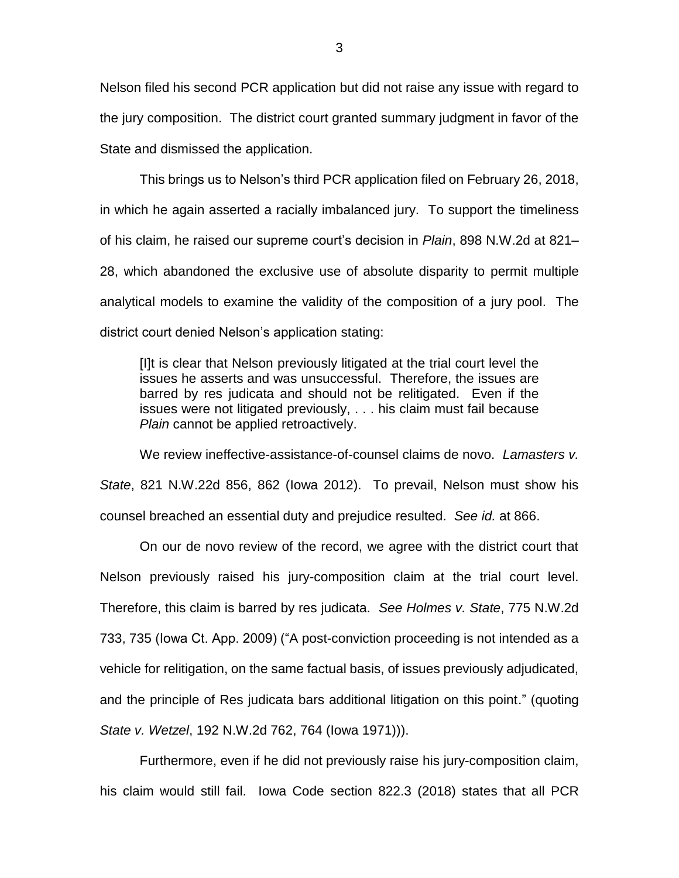Nelson filed his second PCR application but did not raise any issue with regard to the jury composition. The district court granted summary judgment in favor of the State and dismissed the application.

This brings us to Nelson's third PCR application filed on February 26, 2018, in which he again asserted a racially imbalanced jury. To support the timeliness of his claim, he raised our supreme court's decision in *Plain*, 898 N.W.2d at 821–28, which abandoned the exclusive use of absolute disparity to permit multiple analytical models to examine the validity of the composition of a jury pool. The district court denied Nelson's application stating:

> [I]t is clear that Nelson previously litigated at the trial court level the issues he asserts and was unsuccessful. Therefore, the issues are barred by res judicata and should not be relitigated. Even if the issues were not litigated previously, . . . his claim must fail because *Plain* cannot be applied retroactively.

We review ineffective-assistance-of-counsel claims de novo. *Lamasters v. State*, 821 N.W.22d 856, 862 (Iowa 2012). To prevail, Nelson must show his counsel breached an essential duty and prejudice resulted. *See id.* at 866.

On our de novo review of the record, we agree with the district court that Nelson previously raised his jury-composition claim at the trial court level. Therefore, this claim is barred by res judicata. *See Holmes v. State*, 775 N.W.2d 733, 735 (Iowa Ct. App. 2009) ("A post-conviction proceeding is not intended as a vehicle for relitigation, on the same factual basis, of issues previously adjudicated, and the principle of Res judicata bars additional litigation on this point." (quoting *State v. Wetzel*, 192 N.W.2d 762, 764 (Iowa 1971))).

Furthermore, even if he did not previously raise his jury-composition claim, his claim would still fail. Iowa Code section 822.3 (2018) states that all PCR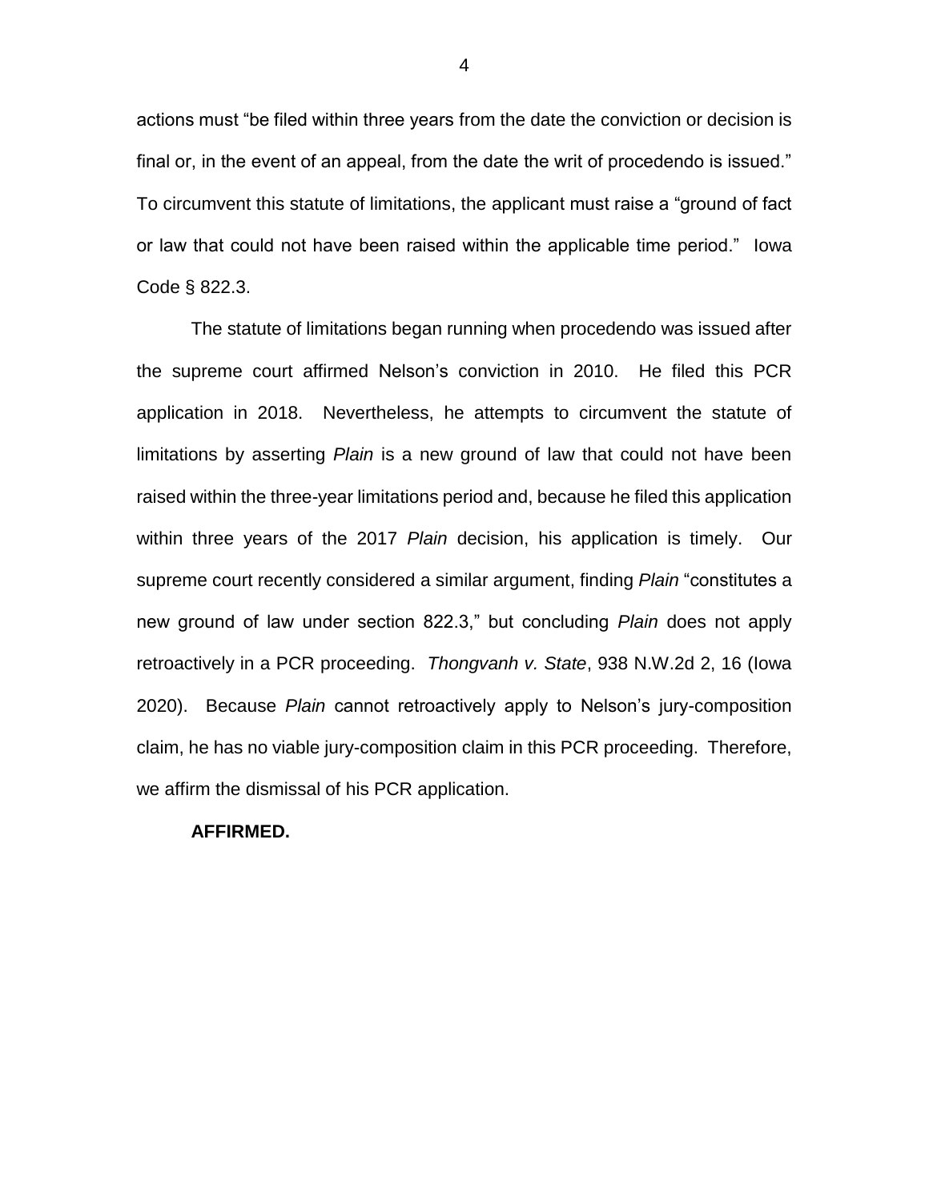actions must "be filed within three years from the date the conviction or decision is final or, in the event of an appeal, from the date the writ of procedendo is issued." To circumvent this statute of limitations, the applicant must raise a "ground of fact or law that could not have been raised within the applicable time period." Iowa Code § 822.3.

The statute of limitations began running when procedendo was issued after the supreme court affirmed Nelson's conviction in 2010. He filed this PCR application in 2018. Nevertheless, he attempts to circumvent the statute of limitations by asserting *Plain* is a new ground of law that could not have been raised within the three-year limitations period and, because he filed this application within three years of the 2017 *Plain* decision, his application is timely. Our supreme court recently considered a similar argument, finding *Plain* "constitutes a new ground of law under section 822.3," but concluding *Plain* does not apply retroactively in a PCR proceeding. *Thongvanh v. State*, 938 N.W.2d 2, 16 (Iowa 2020). Because *Plain* cannot retroactively apply to Nelson's jury-composition claim, he has no viable jury-composition claim in this PCR proceeding. Therefore, we affirm the dismissal of his PCR application.

**AFFIRMED.**